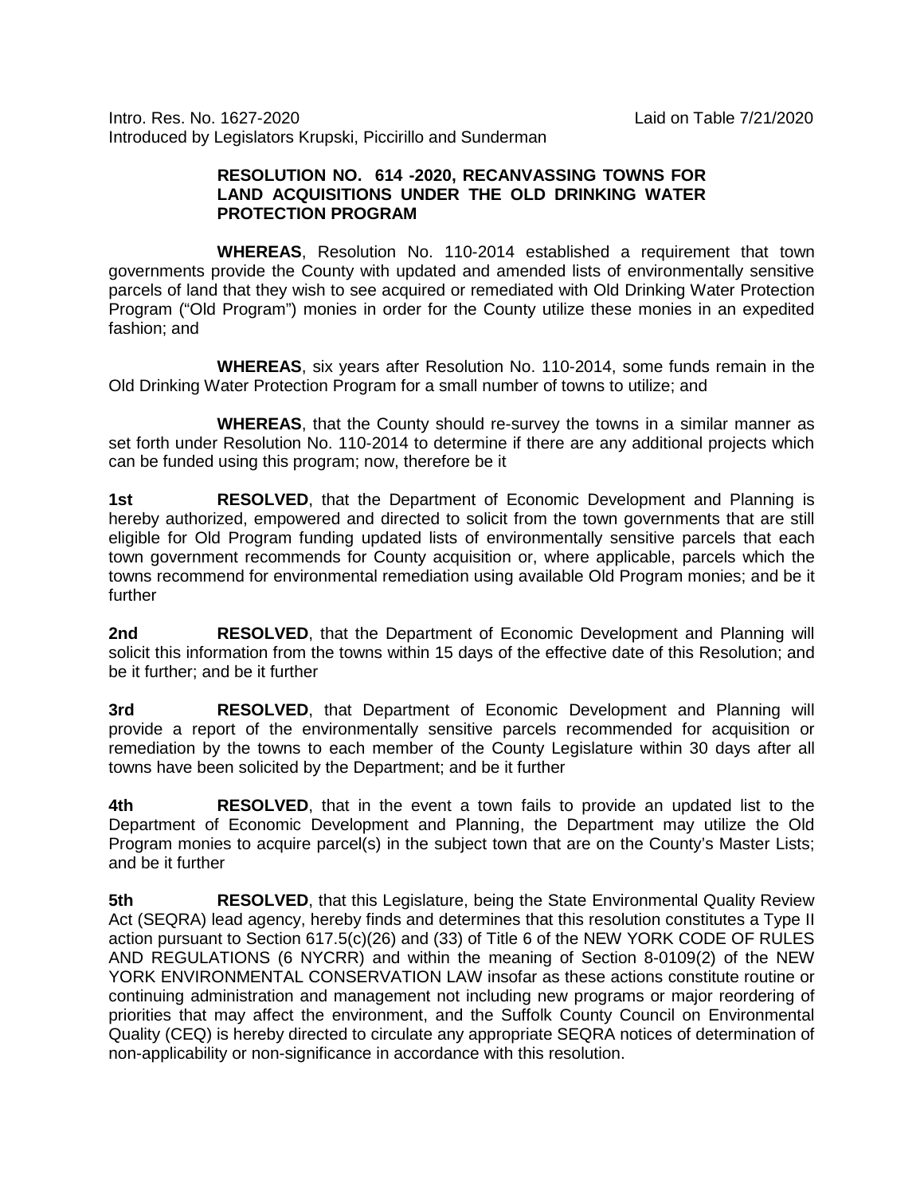Intro. Res. No. 1627-2020 Laid on Table 7/21/2020
Introduced by Legislators Krupski, Piccirillo and Sunderman

**RESOLUTION NO. 614 -2020, RECANVASSING TOWNS FOR LAND ACQUISITIONS UNDER THE OLD DRINKING WATER PROTECTION PROGRAM**

**WHEREAS**, Resolution No. 110-2014 established a requirement that town governments provide the County with updated and amended lists of environmentally sensitive parcels of land that they wish to see acquired or remediated with Old Drinking Water Protection Program ("Old Program") monies in order for the County utilize these monies in an expedited fashion; and

**WHEREAS**, six years after Resolution No. 110-2014, some funds remain in the Old Drinking Water Protection Program for a small number of towns to utilize; and

**WHEREAS**, that the County should re-survey the towns in a similar manner as set forth under Resolution No. 110-2014 to determine if there are any additional projects which can be funded using this program; now, therefore be it

**1st** **RESOLVED**, that the Department of Economic Development and Planning is hereby authorized, empowered and directed to solicit from the town governments that are still eligible for Old Program funding updated lists of environmentally sensitive parcels that each town government recommends for County acquisition or, where applicable, parcels which the towns recommend for environmental remediation using available Old Program monies; and be it further

**2nd** **RESOLVED**, that the Department of Economic Development and Planning will solicit this information from the towns within 15 days of the effective date of this Resolution; and be it further; and be it further

**3rd** **RESOLVED**, that Department of Economic Development and Planning will provide a report of the environmentally sensitive parcels recommended for acquisition or remediation by the towns to each member of the County Legislature within 30 days after all towns have been solicited by the Department; and be it further

**4th** **RESOLVED**, that in the event a town fails to provide an updated list to the Department of Economic Development and Planning, the Department may utilize the Old Program monies to acquire parcel(s) in the subject town that are on the County's Master Lists; and be it further

**5th** **RESOLVED**, that this Legislature, being the State Environmental Quality Review Act (SEQRA) lead agency, hereby finds and determines that this resolution constitutes a Type II action pursuant to Section 617.5(c)(26) and (33) of Title 6 of the NEW YORK CODE OF RULES AND REGULATIONS (6 NYCRR) and within the meaning of Section 8-0109(2) of the NEW YORK ENVIRONMENTAL CONSERVATION LAW insofar as these actions constitute routine or continuing administration and management not including new programs or major reordering of priorities that may affect the environment, and the Suffolk County Council on Environmental Quality (CEQ) is hereby directed to circulate any appropriate SEQRA notices of determination of non-applicability or non-significance in accordance with this resolution.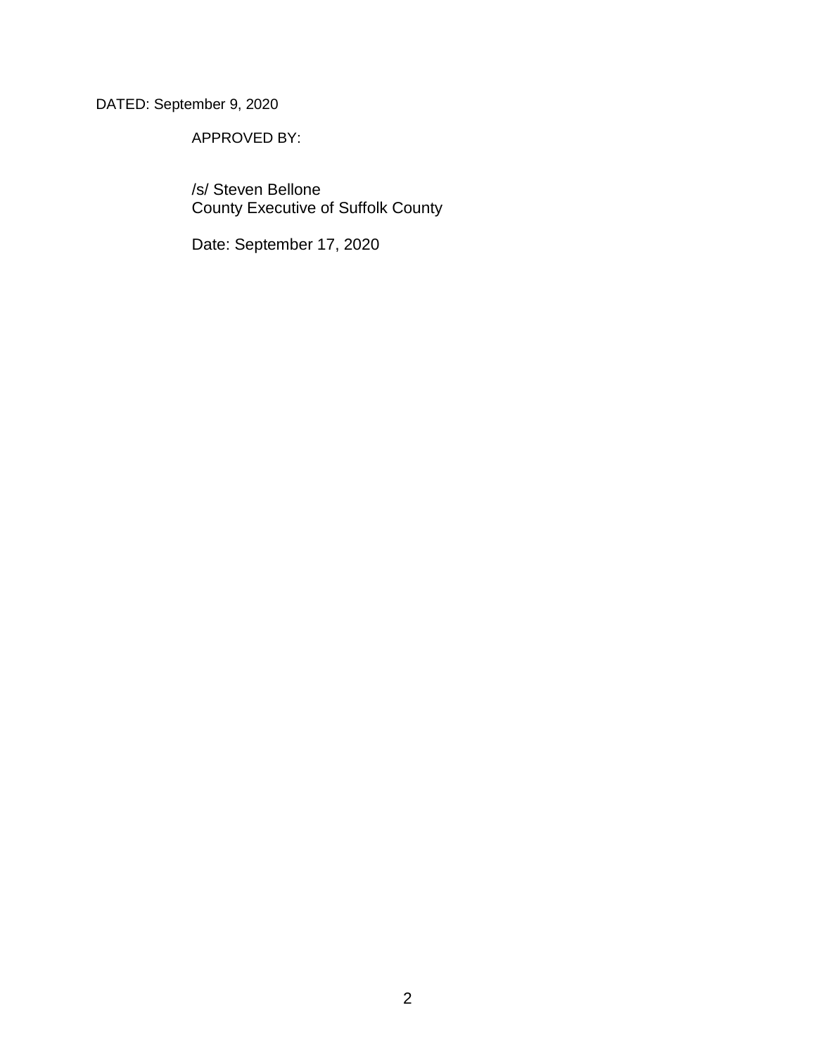DATED: September 9, 2020

APPROVED BY:

/s/ Steven Bellone
County Executive of Suffolk County

Date: September 17, 2020